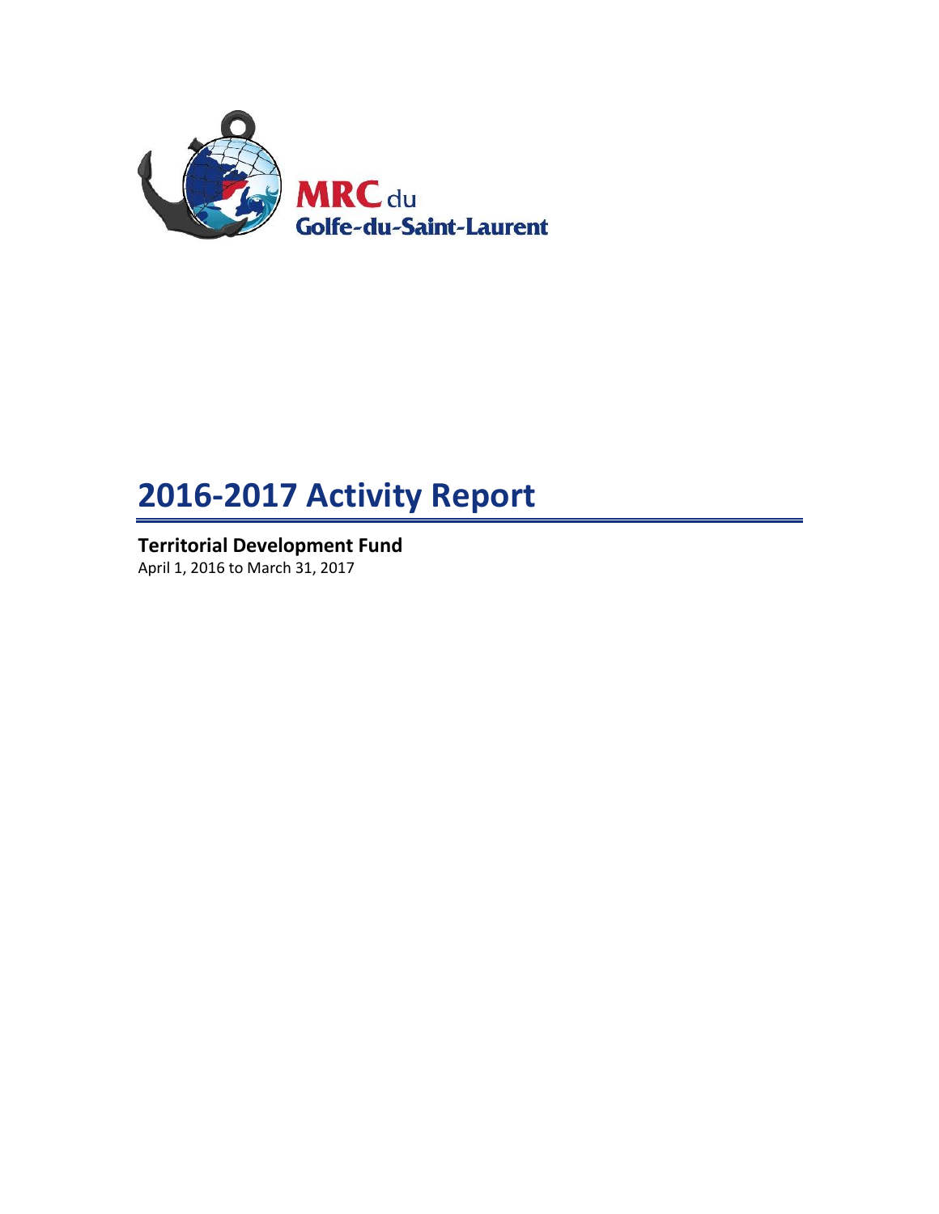MRC du
Golfe-du-Saint-Laurent

# 2016-2017 Activity Report

**Territorial Development Fund**

April 1, 2016 to March 31, 2017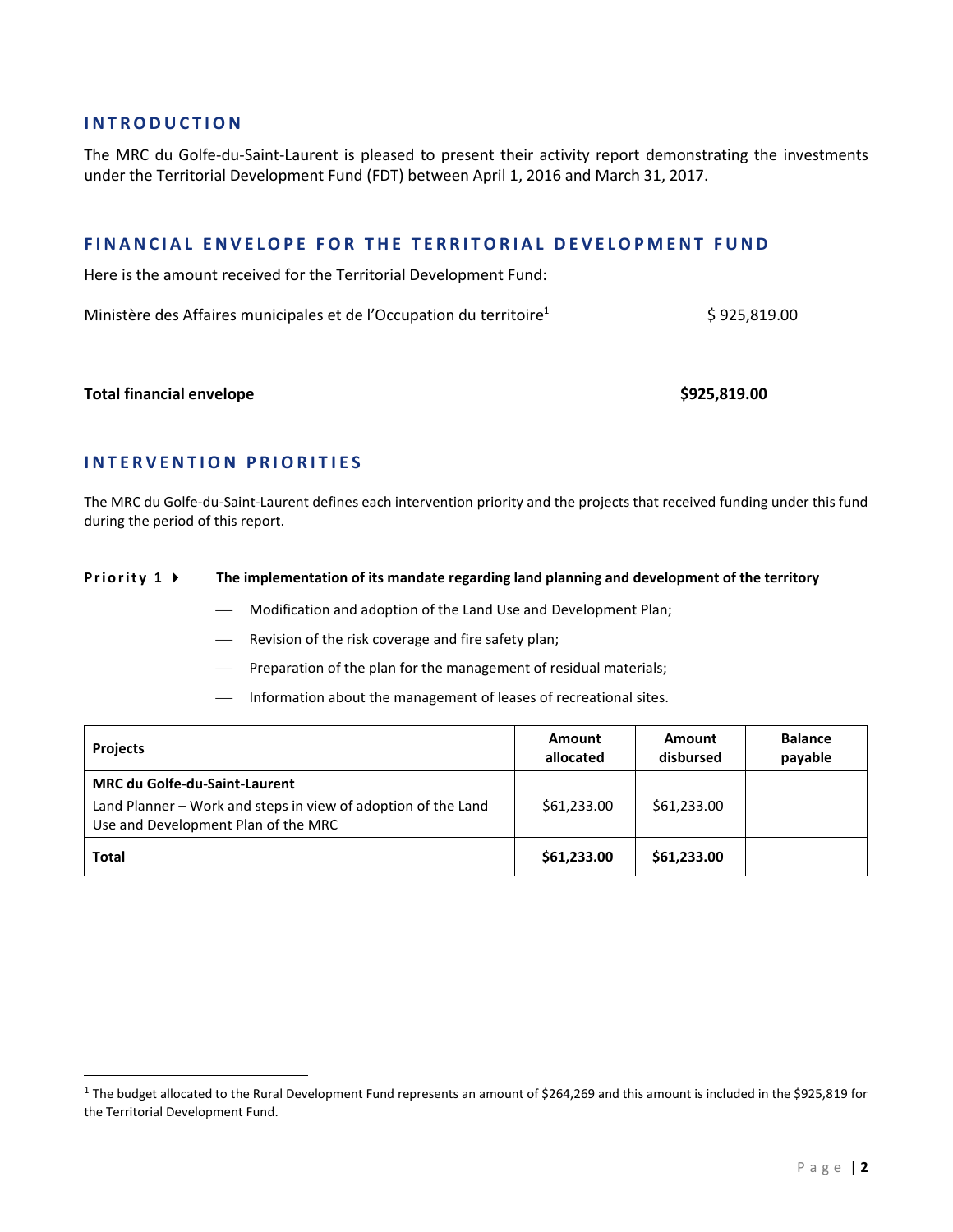## INTRODUCTION

The MRC du Golfe-du-Saint-Laurent is pleased to present their activity report demonstrating the investments under the Territorial Development Fund (FDT) between April 1, 2016 and March 31, 2017.

## FINANCIAL ENVELOPE FOR THE TERRITORIAL DEVELOPMENT FUND

Here is the amount received for the Territorial Development Fund:

Ministère des Affaires municipales et de l'Occupation du territoire[1] $ 925,819.00

**Total financial envelope** **$925,819.00**

## INTERVENTION PRIORITIES

The MRC du Golfe-du-Saint-Laurent defines each intervention priority and the projects that received funding under this fund during the period of this report.

**Priority 1 ▸ The implementation of its mandate regarding land planning and development of the territory**

- Modification and adoption of the Land Use and Development Plan;
- Revision of the risk coverage and fire safety plan;
- Preparation of the plan for the management of residual materials;
- Information about the management of leases of recreational sites.

| Projects | Amount allocated | Amount disbursed | Balance payable |
|---|---|---|---|
| **MRC du Golfe-du-Saint-Laurent**<br>Land Planner – Work and steps in view of adoption of the Land Use and Development Plan of the MRC | $61,233.00 | $61,233.00 | |
| **Total** | **$61,233.00** | **$61,233.00** | |

[1] The budget allocated to the Rural Development Fund represents an amount of $264,269 and this amount is included in the $925,819 for the Territorial Development Fund.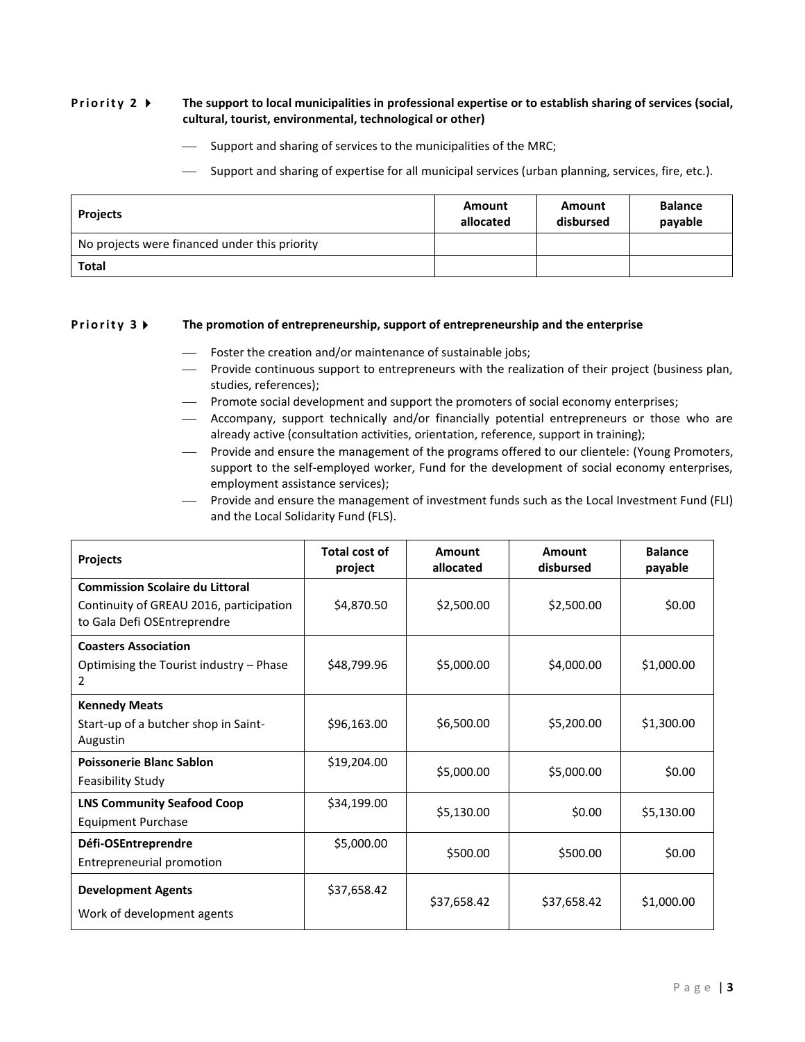**Priority 2** ▸ **The support to local municipalities in professional expertise or to establish sharing of services (social, cultural, tourist, environmental, technological or other)**

- Support and sharing of services to the municipalities of the MRC;
- Support and sharing of expertise for all municipal services (urban planning, services, fire, etc.).

| Projects | Amount allocated | Amount disbursed | Balance payable |
|---|---|---|---|
| No projects were financed under this priority | | | |
| **Total** | | | |

**Priority 3** ▸ **The promotion of entrepreneurship, support of entrepreneurship and the enterprise**

- Foster the creation and/or maintenance of sustainable jobs;
- Provide continuous support to entrepreneurs with the realization of their project (business plan, studies, references);
- Promote social development and support the promoters of social economy enterprises;
- Accompany, support technically and/or financially potential entrepreneurs or those who are already active (consultation activities, orientation, reference, support in training);
- Provide and ensure the management of the programs offered to our clientele: (Young Promoters, support to the self-employed worker, Fund for the development of social economy enterprises, employment assistance services);
- Provide and ensure the management of investment funds such as the Local Investment Fund (FLI) and the Local Solidarity Fund (FLS).

| Projects | Total cost of project | Amount allocated | Amount disbursed | Balance payable |
|---|---|---|---|---|
| **Commission Scolaire du Littoral**<br>Continuity of GREAU 2016, participation to Gala Defi OSEntreprendre | $4,870.50 | $2,500.00 | $2,500.00 | $0.00 |
| **Coasters Association**<br>Optimising the Tourist industry – Phase 2 | $48,799.96 | $5,000.00 | $4,000.00 | $1,000.00 |
| **Kennedy Meats**<br>Start-up of a butcher shop in Saint-Augustin | $96,163.00 | $6,500.00 | $5,200.00 | $1,300.00 |
| **Poissonerie Blanc Sablon**<br>Feasibility Study | $19,204.00 | $5,000.00 | $5,000.00 | $0.00 |
| **LNS Community Seafood Coop**<br>Equipment Purchase | $34,199.00 | $5,130.00 | $0.00 | $5,130.00 |
| **Défi-OSEntreprendre**<br>Entrepreneurial promotion | $5,000.00 | $500.00 | $500.00 | $0.00 |
| **Development Agents**<br>Work of development agents | $37,658.42 | $37,658.42 | $37,658.42 | $1,000.00 |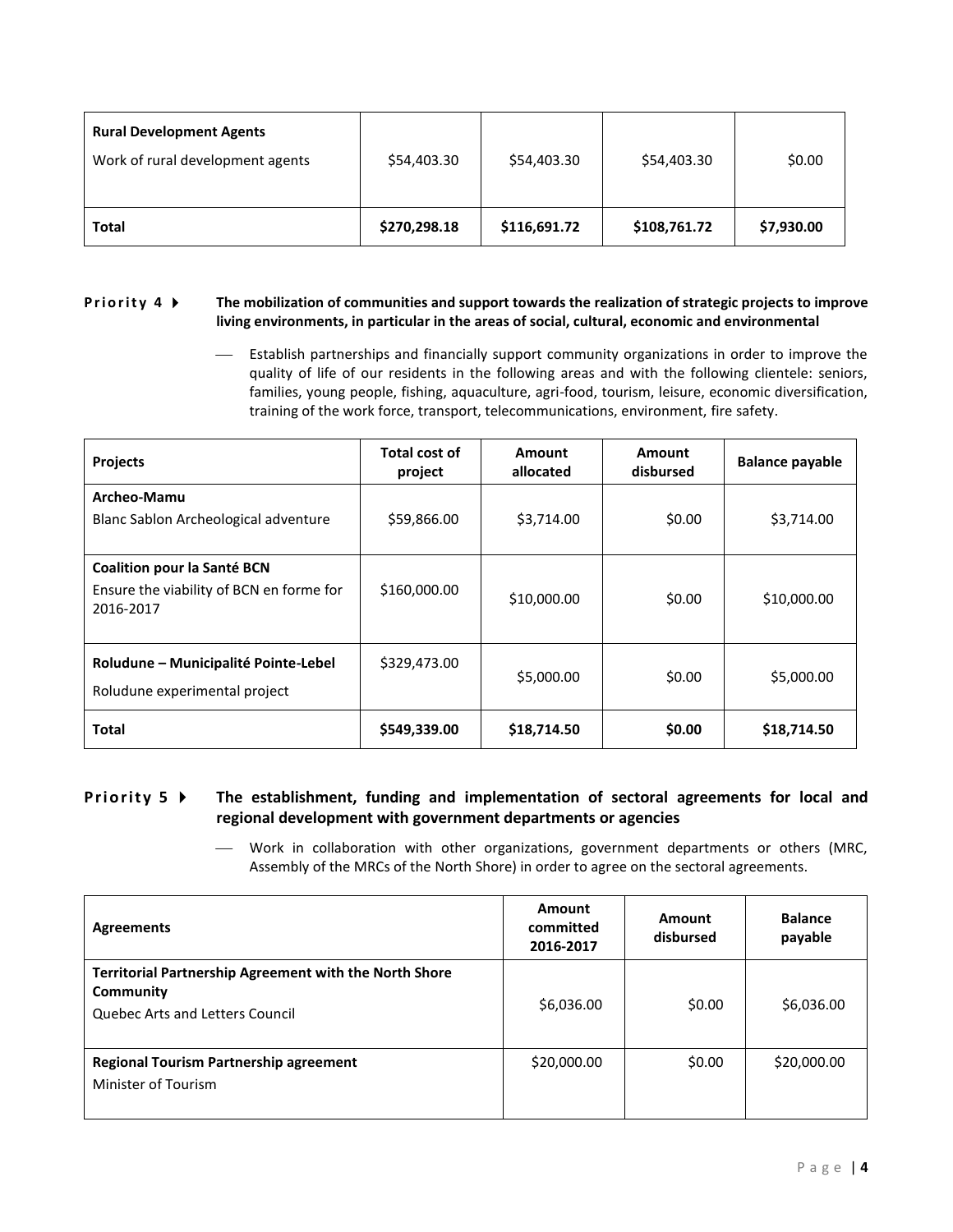| Rural Development Agents<br>Work of rural development agents | $54,403.30 | $54,403.30 | $54,403.30 | $0.00 |
|---|---|---|---|---|
| **Total** | **$270,298.18** | **$116,691.72** | **$108,761.72** | **$7,930.00** |

**Priority 4** ▶ **The mobilization of communities and support towards the realization of strategic projects to improve living environments, in particular in the areas of social, cultural, economic and environmental**

- Establish partnerships and financially support community organizations in order to improve the quality of life of our residents in the following areas and with the following clientele: seniors, families, young people, fishing, aquaculture, agri-food, tourism, leisure, economic diversification, training of the work force, transport, telecommunications, environment, fire safety.

| Projects | Total cost of project | Amount allocated | Amount disbursed | Balance payable |
|---|---|---|---|---|
| **Archeo-Mamu**<br>Blanc Sablon Archeological adventure | $59,866.00 | $3,714.00 | $0.00 | $3,714.00 |
| **Coalition pour la Santé BCN**<br>Ensure the viability of BCN en forme for 2016-2017 | $160,000.00 | $10,000.00 | $0.00 | $10,000.00 |
| **Roludune – Municipalité Pointe-Lebel**<br>Roludune experimental project | $329,473.00 | $5,000.00 | $0.00 | $5,000.00 |
| **Total** | **$549,339.00** | **$18,714.50** | **$0.00** | **$18,714.50** |

**Priority 5** ▶ **The establishment, funding and implementation of sectoral agreements for local and regional development with government departments or agencies**

- Work in collaboration with other organizations, government departments or others (MRC, Assembly of the MRCs of the North Shore) in order to agree on the sectoral agreements.

| Agreements | Amount committed 2016-2017 | Amount disbursed | Balance payable |
|---|---|---|---|
| **Territorial Partnership Agreement with the North Shore Community**<br>Quebec Arts and Letters Council | $6,036.00 | $0.00 | $6,036.00 |
| **Regional Tourism Partnership agreement**<br>Minister of Tourism | $20,000.00 | $0.00 | $20,000.00 |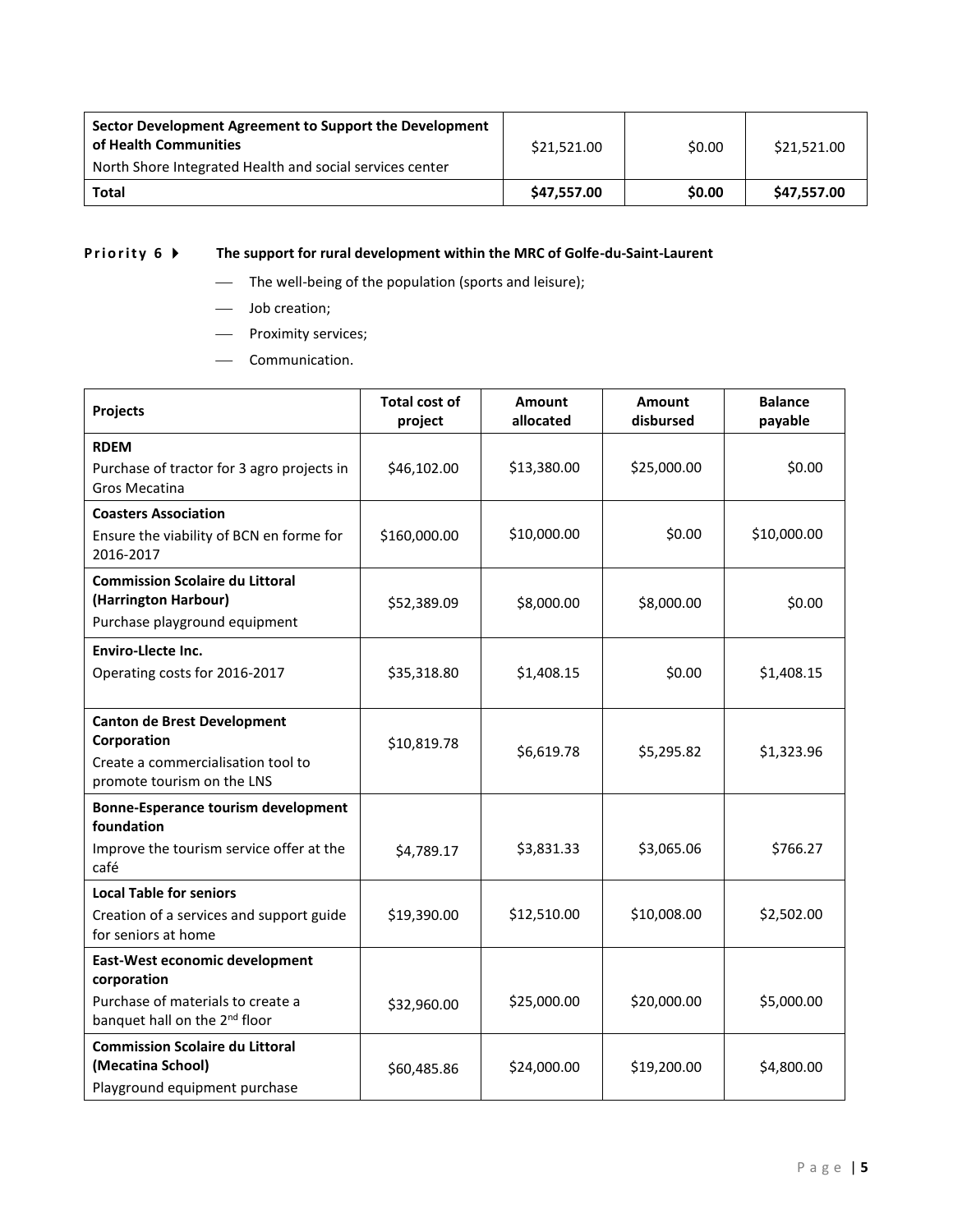| Sector Development Agreement to Support the Development of Health Communities<br>North Shore Integrated Health and social services center | $21,521.00 | $0.00 | $21,521.00 |
|---|---|---|---|
| **Total** | **$47,557.00** | **$0.00** | **$47,557.00** |

**Priority 6 ▸ The support for rural development within the MRC of Golfe-du-Saint-Laurent**

- The well-being of the population (sports and leisure);
- Job creation;
- Proximity services;
- Communication.

| Projects | Total cost of project | Amount allocated | Amount disbursed | Balance payable |
|---|---|---|---|---|
| **RDEM**<br>Purchase of tractor for 3 agro projects in Gros Mecatina | $46,102.00 | $13,380.00 | $25,000.00 | $0.00 |
| **Coasters Association**<br>Ensure the viability of BCN en forme for 2016-2017 | $160,000.00 | $10,000.00 | $0.00 | $10,000.00 |
| **Commission Scolaire du Littoral (Harrington Harbour)**<br>Purchase playground equipment | $52,389.09 | $8,000.00 | $8,000.00 | $0.00 |
| **Enviro-Llecte Inc.**<br>Operating costs for 2016-2017 | $35,318.80 | $1,408.15 | $0.00 | $1,408.15 |
| **Canton de Brest Development Corporation**<br>Create a commercialisation tool to promote tourism on the LNS | $10,819.78 | $6,619.78 | $5,295.82 | $1,323.96 |
| **Bonne-Esperance tourism development foundation**<br>Improve the tourism service offer at the café | $4,789.17 | $3,831.33 | $3,065.06 | $766.27 |
| **Local Table for seniors**<br>Creation of a services and support guide for seniors at home | $19,390.00 | $12,510.00 | $10,008.00 | $2,502.00 |
| **East-West economic development corporation**<br>Purchase of materials to create a banquet hall on the 2nd floor | $32,960.00 | $25,000.00 | $20,000.00 | $5,000.00 |
| **Commission Scolaire du Littoral (Mecatina School)**<br>Playground equipment purchase | $60,485.86 | $24,000.00 | $19,200.00 | $4,800.00 |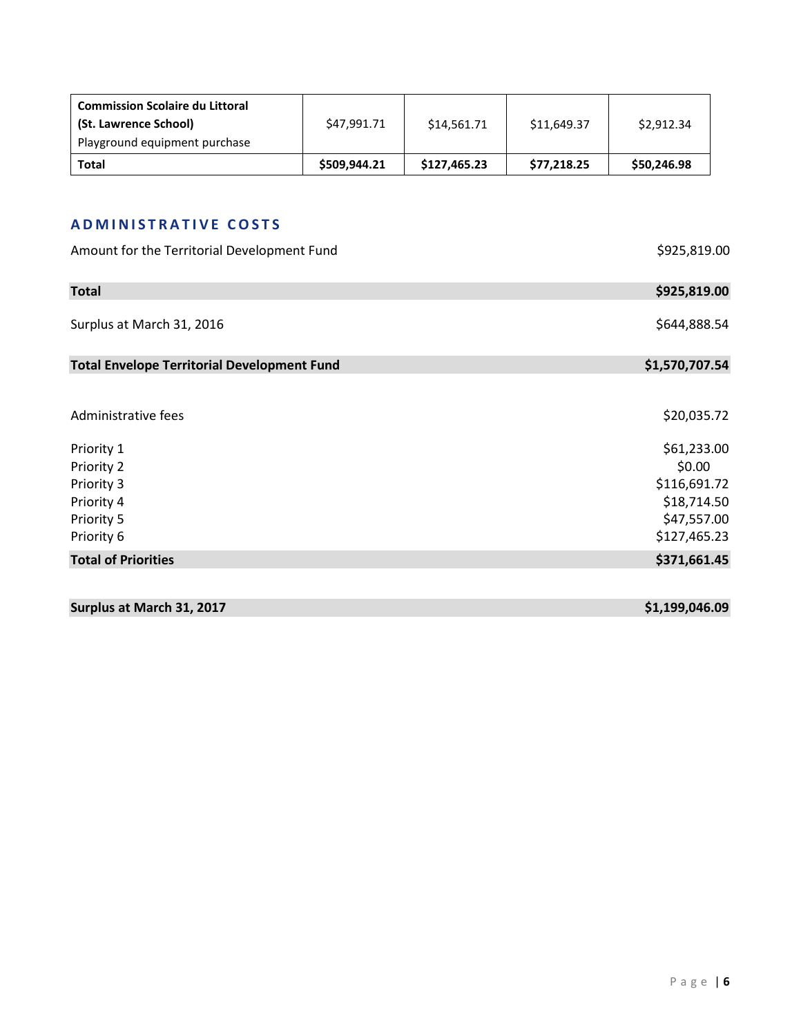| | | | | |
|---|---|---|---|---|
| **Commission Scolaire du Littoral (St. Lawrence School)** Playground equipment purchase | $47,991.71 | $14,561.71 | $11,649.37 | $2,912.34 |
| **Total** | **$509,944.21** | **$127,465.23** | **$77,218.25** | **$50,246.98** |

## ADMINISTRATIVE COSTS

| | |
|---|---|
| Amount for the Territorial Development Fund | $925,819.00 |
| **Total** | **$925,819.00** |
| Surplus at March 31, 2016 | $644,888.54 |
| **Total Envelope Territorial Development Fund** | **$1,570,707.54** |
| Administrative fees | $20,035.72 |
| Priority 1 | $61,233.00 |
| Priority 2 | $0.00 |
| Priority 3 | $116,691.72 |
| Priority 4 | $18,714.50 |
| Priority 5 | $47,557.00 |
| Priority 6 | $127,465.23 |
| **Total of Priorities** | **$371,661.45** |
| **Surplus at March 31, 2017** | **$1,199,046.09** |